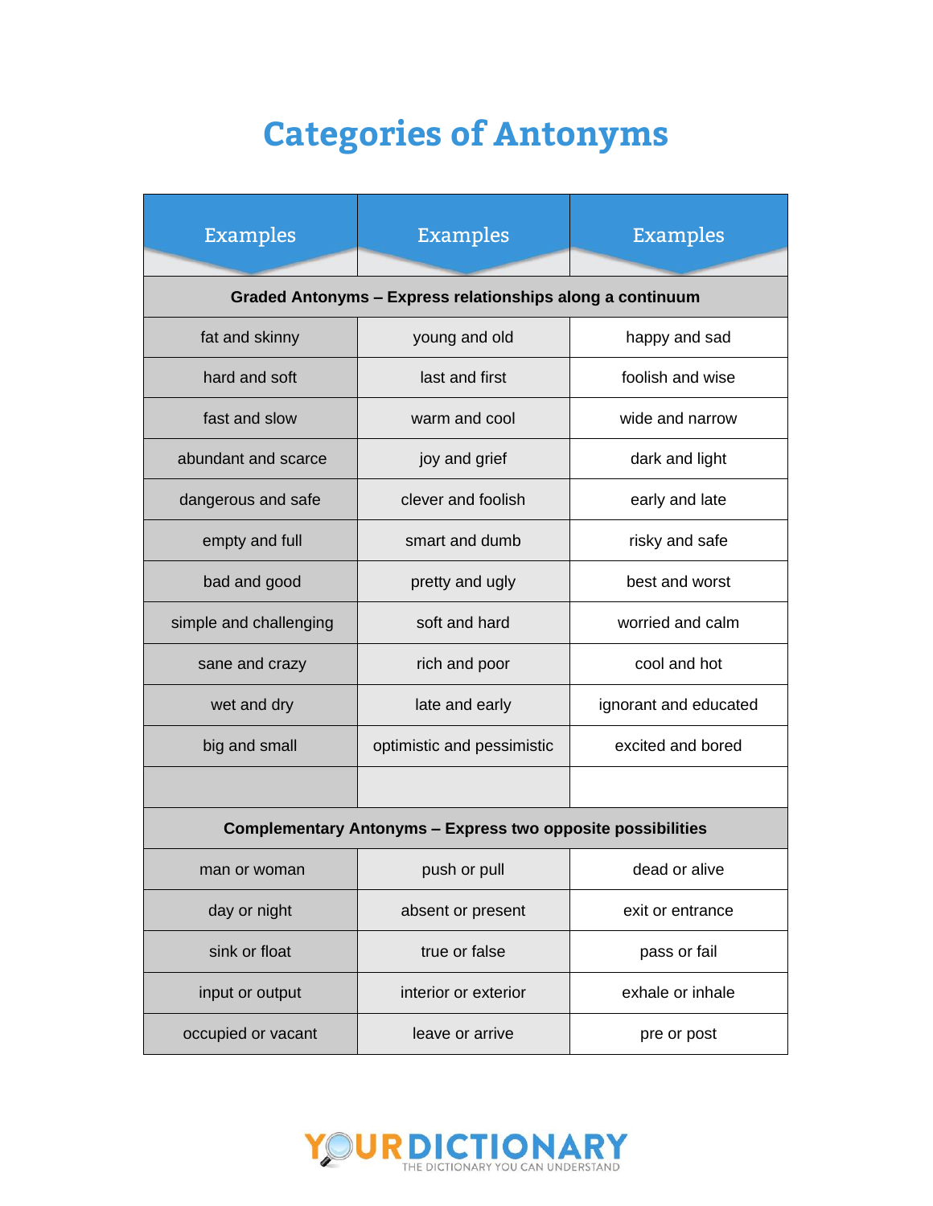# Categories of Antonyms

| Examples | Examples | Examples |
|---|---|---|
| **Graded Antonyms – Express relationships along a continuum** | | |
| fat and skinny | young and old | happy and sad |
| hard and soft | last and first | foolish and wise |
| fast and slow | warm and cool | wide and narrow |
| abundant and scarce | joy and grief | dark and light |
| dangerous and safe | clever and foolish | early and late |
| empty and full | smart and dumb | risky and safe |
| bad and good | pretty and ugly | best and worst |
| simple and challenging | soft and hard | worried and calm |
| sane and crazy | rich and poor | cool and hot |
| wet and dry | late and early | ignorant and educated |
| big and small | optimistic and pessimistic | excited and bored |
| | | |
| **Complementary Antonyms – Express two opposite possibilities** | | |
| man or woman | push or pull | dead or alive |
| day or night | absent or present | exit or entrance |
| sink or float | true or false | pass or fail |
| input or output | interior or exterior | exhale or inhale |
| occupied or vacant | leave or arrive | pre or post |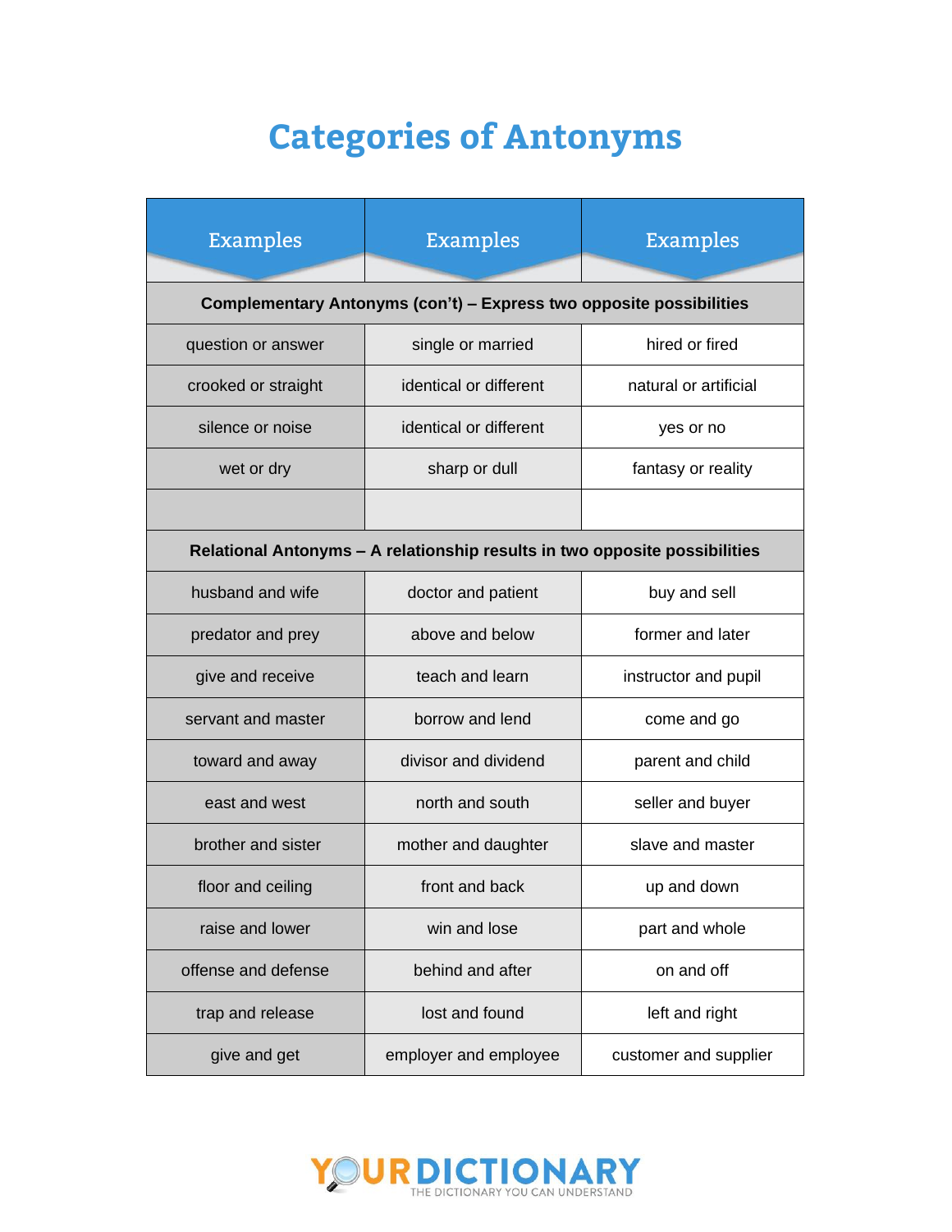# Categories of Antonyms

| Examples | Examples | Examples |
|---|---|---|
| **Complementary Antonyms (con't) – Express two opposite possibilities** | | |
| question or answer | single or married | hired or fired |
| crooked or straight | identical or different | natural or artificial |
| silence or noise | identical or different | yes or no |
| wet or dry | sharp or dull | fantasy or reality |
| | | |
| **Relational Antonyms – A relationship results in two opposite possibilities** | | |
| husband and wife | doctor and patient | buy and sell |
| predator and prey | above and below | former and later |
| give and receive | teach and learn | instructor and pupil |
| servant and master | borrow and lend | come and go |
| toward and away | divisor and dividend | parent and child |
| east and west | north and south | seller and buyer |
| brother and sister | mother and daughter | slave and master |
| floor and ceiling | front and back | up and down |
| raise and lower | win and lose | part and whole |
| offense and defense | behind and after | on and off |
| trap and release | lost and found | left and right |
| give and get | employer and employee | customer and supplier |

YOURDICTIONARY
THE DICTIONARY YOU CAN UNDERSTAND